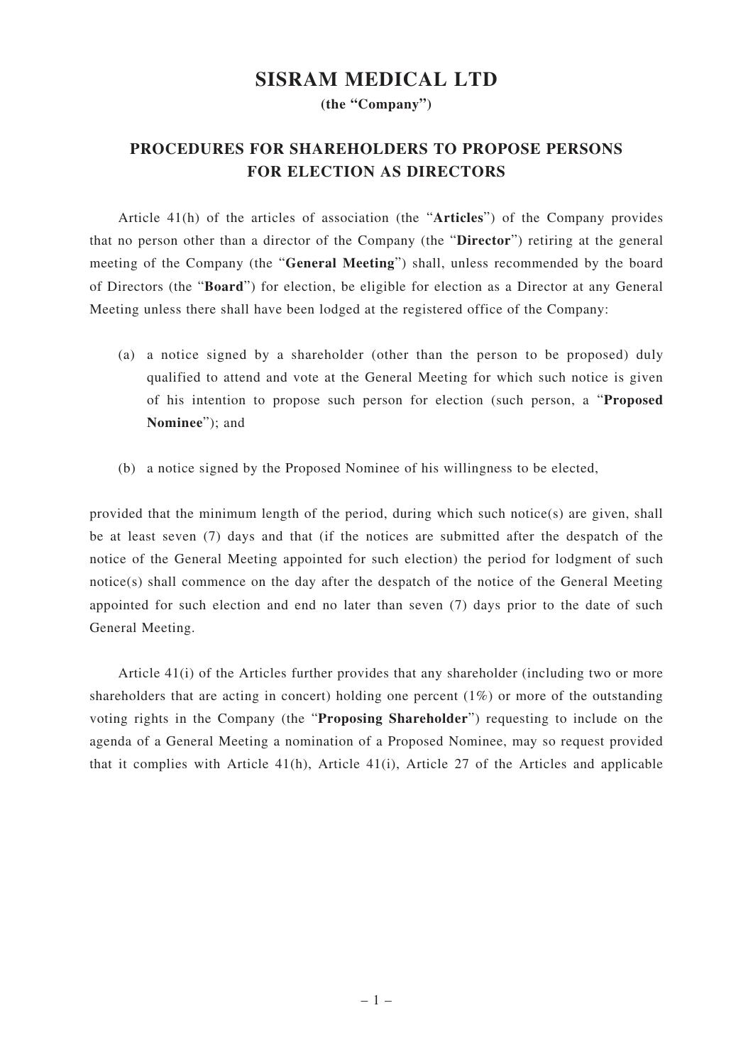# SISRAM MEDICAL LTD

**(the "Company")**

## PROCEDURES FOR SHAREHOLDERS TO PROPOSE PERSONS FOR ELECTION AS DIRECTORS

Article 41(h) of the articles of association (the "**Articles**") of the Company provides that no person other than a director of the Company (the "**Director**") retiring at the general meeting of the Company (the "**General Meeting**") shall, unless recommended by the board of Directors (the "**Board**") for election, be eligible for election as a Director at any General Meeting unless there shall have been lodged at the registered office of the Company:

(a) a notice signed by a shareholder (other than the person to be proposed) duly qualified to attend and vote at the General Meeting for which such notice is given of his intention to propose such person for election (such person, a "**Proposed Nominee**"); and

(b) a notice signed by the Proposed Nominee of his willingness to be elected,

provided that the minimum length of the period, during which such notice(s) are given, shall be at least seven (7) days and that (if the notices are submitted after the despatch of the notice of the General Meeting appointed for such election) the period for lodgment of such notice(s) shall commence on the day after the despatch of the notice of the General Meeting appointed for such election and end no later than seven (7) days prior to the date of such General Meeting.

Article 41(i) of the Articles further provides that any shareholder (including two or more shareholders that are acting in concert) holding one percent (1%) or more of the outstanding voting rights in the Company (the "**Proposing Shareholder**") requesting to include on the agenda of a General Meeting a nomination of a Proposed Nominee, may so request provided that it complies with Article 41(h), Article 41(i), Article 27 of the Articles and applicable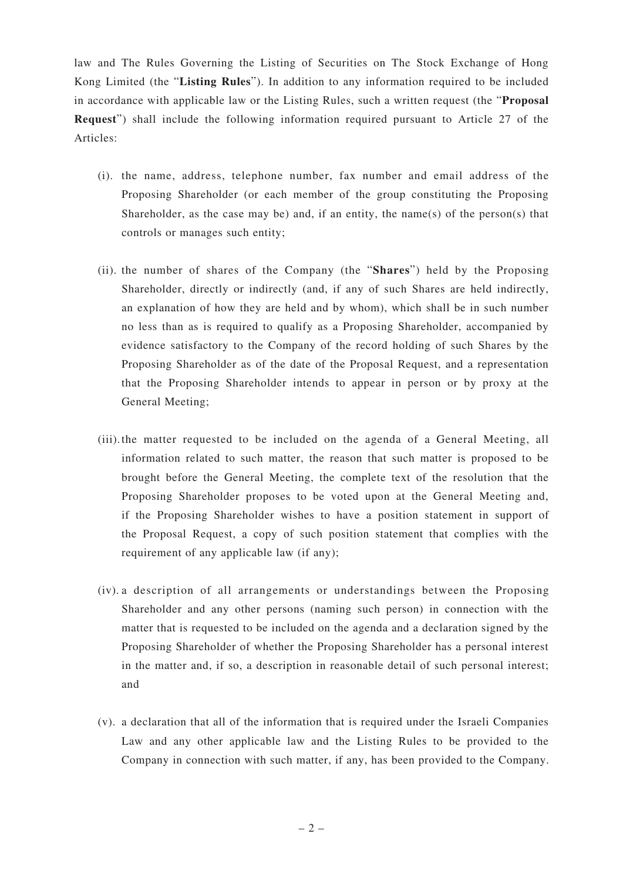law and The Rules Governing the Listing of Securities on The Stock Exchange of Hong Kong Limited (the "**Listing Rules**"). In addition to any information required to be included in accordance with applicable law or the Listing Rules, such a written request (the "**Proposal Request**") shall include the following information required pursuant to Article 27 of the Articles:

(i). the name, address, telephone number, fax number and email address of the Proposing Shareholder (or each member of the group constituting the Proposing Shareholder, as the case may be) and, if an entity, the name(s) of the person(s) that controls or manages such entity;

(ii). the number of shares of the Company (the "**Shares**") held by the Proposing Shareholder, directly or indirectly (and, if any of such Shares are held indirectly, an explanation of how they are held and by whom), which shall be in such number no less than as is required to qualify as a Proposing Shareholder, accompanied by evidence satisfactory to the Company of the record holding of such Shares by the Proposing Shareholder as of the date of the Proposal Request, and a representation that the Proposing Shareholder intends to appear in person or by proxy at the General Meeting;

(iii). the matter requested to be included on the agenda of a General Meeting, all information related to such matter, the reason that such matter is proposed to be brought before the General Meeting, the complete text of the resolution that the Proposing Shareholder proposes to be voted upon at the General Meeting and, if the Proposing Shareholder wishes to have a position statement in support of the Proposal Request, a copy of such position statement that complies with the requirement of any applicable law (if any);

(iv). a description of all arrangements or understandings between the Proposing Shareholder and any other persons (naming such person) in connection with the matter that is requested to be included on the agenda and a declaration signed by the Proposing Shareholder of whether the Proposing Shareholder has a personal interest in the matter and, if so, a description in reasonable detail of such personal interest; and

(v). a declaration that all of the information that is required under the Israeli Companies Law and any other applicable law and the Listing Rules to be provided to the Company in connection with such matter, if any, has been provided to the Company.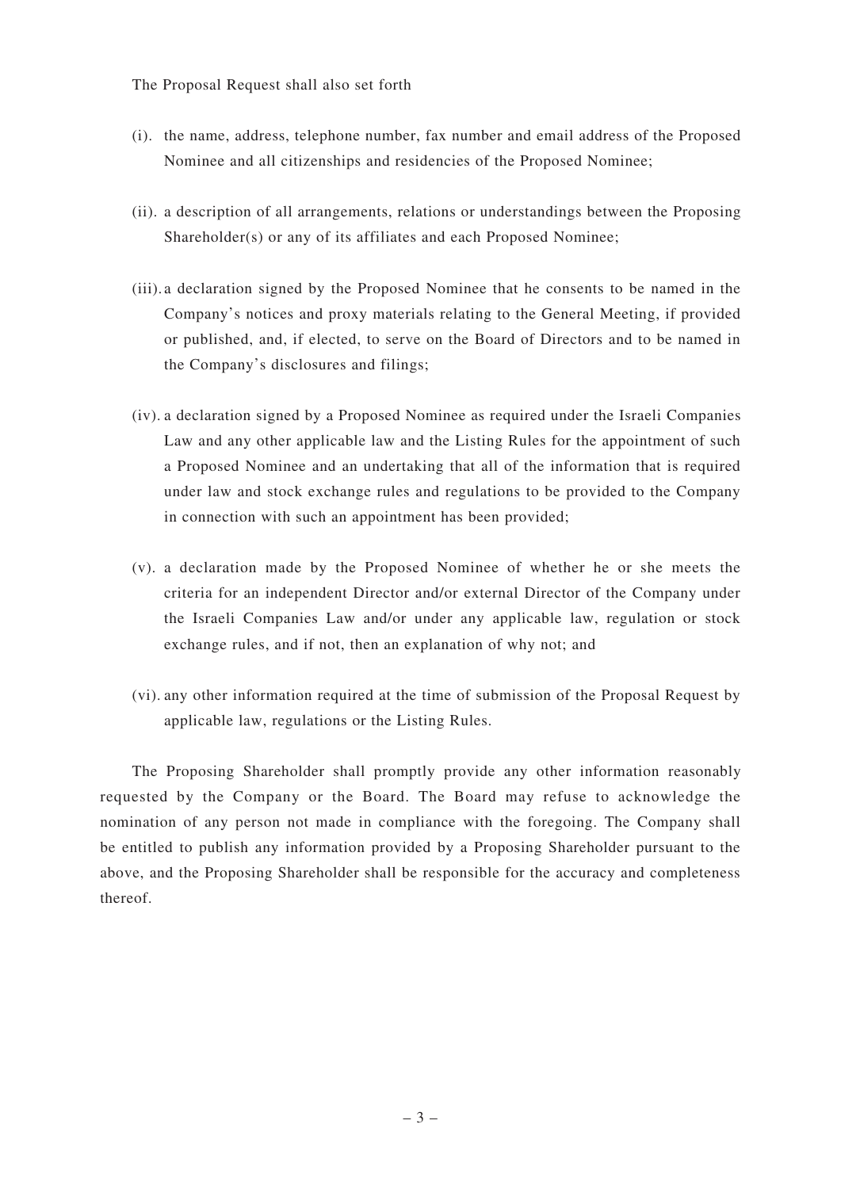The Proposal Request shall also set forth

(i). the name, address, telephone number, fax number and email address of the Proposed Nominee and all citizenships and residencies of the Proposed Nominee;

(ii). a description of all arrangements, relations or understandings between the Proposing Shareholder(s) or any of its affiliates and each Proposed Nominee;

(iii). a declaration signed by the Proposed Nominee that he consents to be named in the Company's notices and proxy materials relating to the General Meeting, if provided or published, and, if elected, to serve on the Board of Directors and to be named in the Company's disclosures and filings;

(iv). a declaration signed by a Proposed Nominee as required under the Israeli Companies Law and any other applicable law and the Listing Rules for the appointment of such a Proposed Nominee and an undertaking that all of the information that is required under law and stock exchange rules and regulations to be provided to the Company in connection with such an appointment has been provided;

(v). a declaration made by the Proposed Nominee of whether he or she meets the criteria for an independent Director and/or external Director of the Company under the Israeli Companies Law and/or under any applicable law, regulation or stock exchange rules, and if not, then an explanation of why not; and

(vi). any other information required at the time of submission of the Proposal Request by applicable law, regulations or the Listing Rules.

The Proposing Shareholder shall promptly provide any other information reasonably requested by the Company or the Board. The Board may refuse to acknowledge the nomination of any person not made in compliance with the foregoing. The Company shall be entitled to publish any information provided by a Proposing Shareholder pursuant to the above, and the Proposing Shareholder shall be responsible for the accuracy and completeness thereof.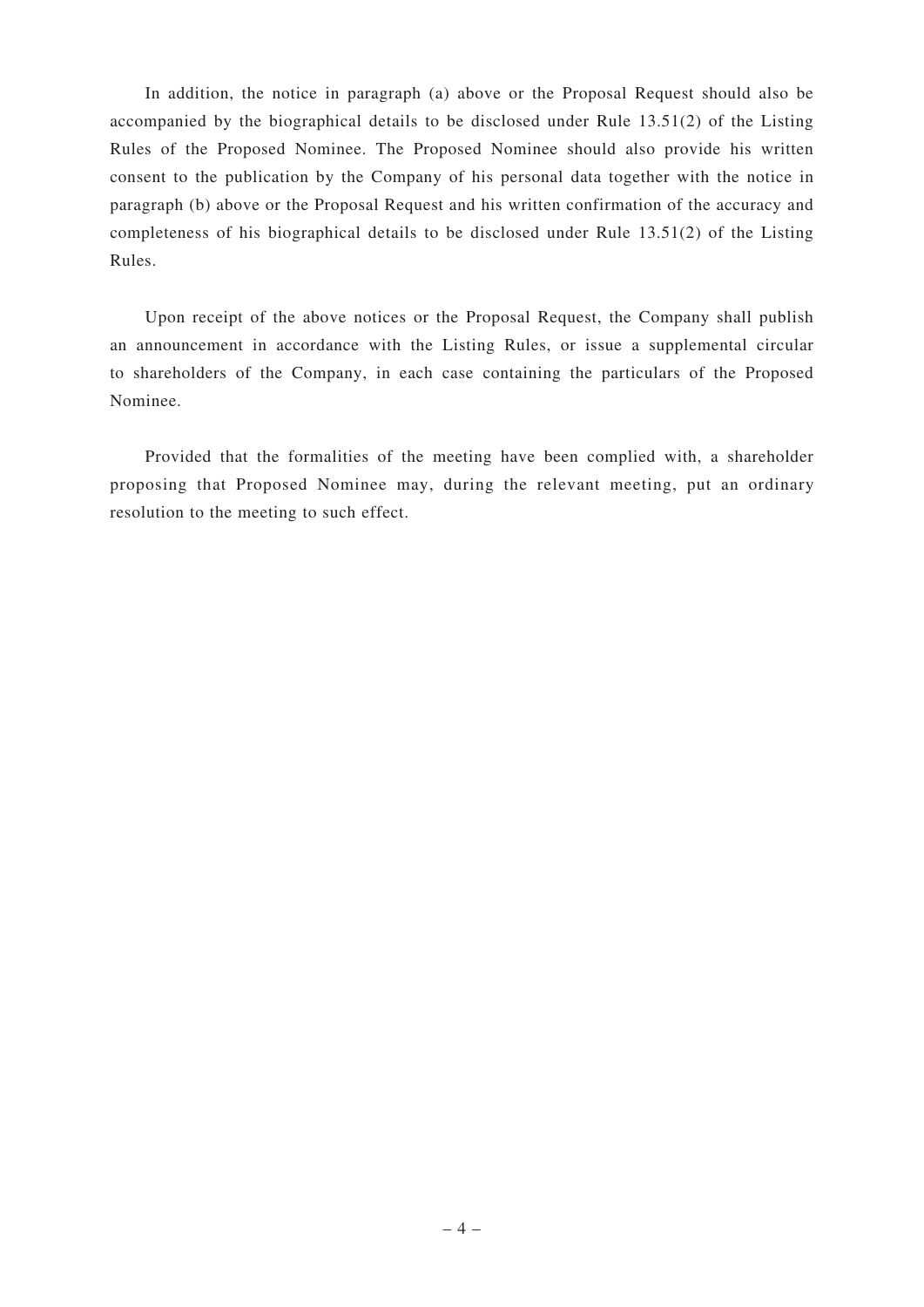In addition, the notice in paragraph (a) above or the Proposal Request should also be accompanied by the biographical details to be disclosed under Rule 13.51(2) of the Listing Rules of the Proposed Nominee. The Proposed Nominee should also provide his written consent to the publication by the Company of his personal data together with the notice in paragraph (b) above or the Proposal Request and his written confirmation of the accuracy and completeness of his biographical details to be disclosed under Rule 13.51(2) of the Listing Rules.

Upon receipt of the above notices or the Proposal Request, the Company shall publish an announcement in accordance with the Listing Rules, or issue a supplemental circular to shareholders of the Company, in each case containing the particulars of the Proposed Nominee.

Provided that the formalities of the meeting have been complied with, a shareholder proposing that Proposed Nominee may, during the relevant meeting, put an ordinary resolution to the meeting to such effect.